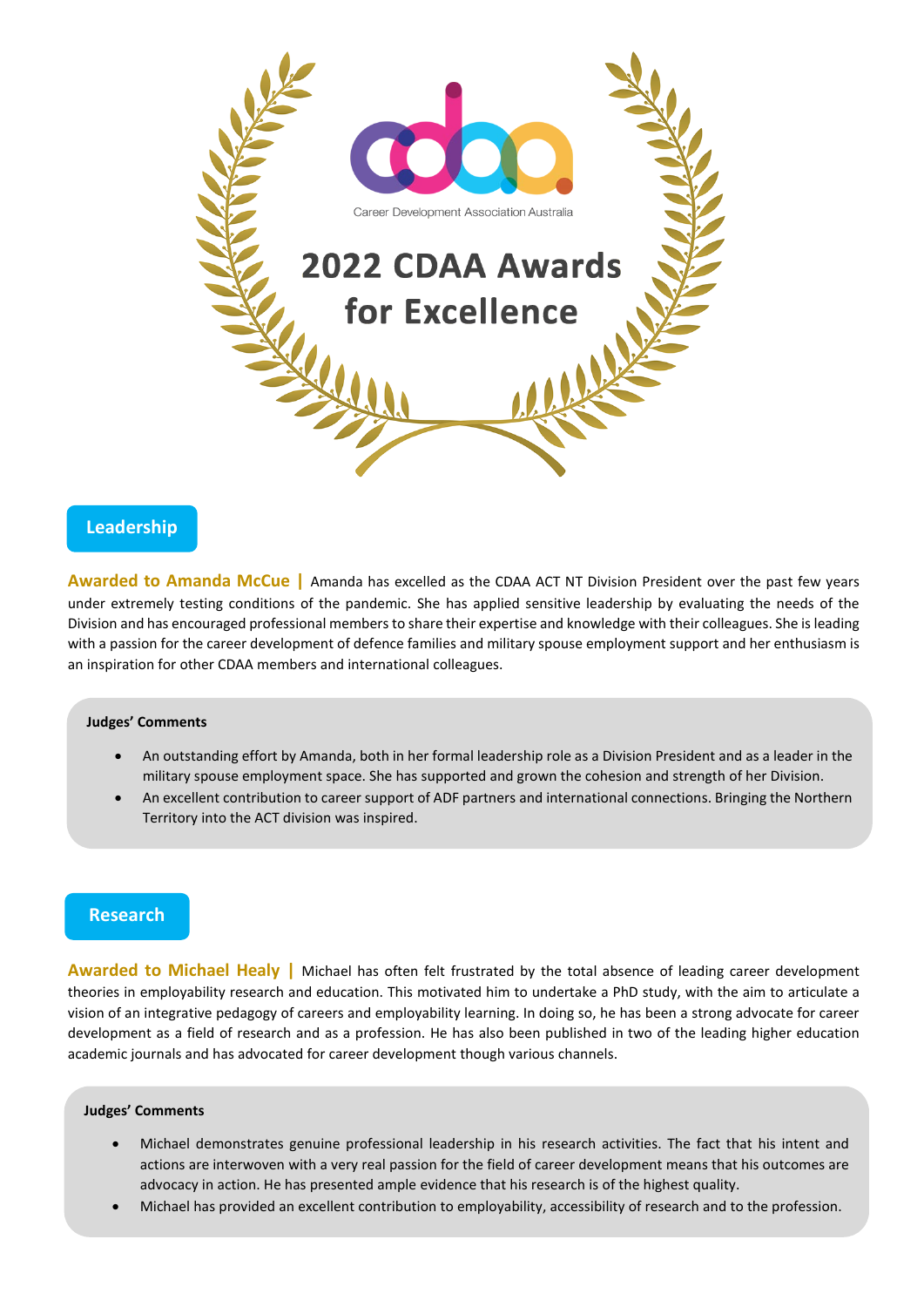Career Development Association Australia

# 2022 CDAA Awards for Excellence

## Leadership

**Awarded to Amanda McCue |** Amanda has excelled as the CDAA ACT NT Division President over the past few years under extremely testing conditions of the pandemic. She has applied sensitive leadership by evaluating the needs of the Division and has encouraged professional members to share their expertise and knowledge with their colleagues. She is leading with a passion for the career development of defence families and military spouse employment support and her enthusiasm is an inspiration for other CDAA members and international colleagues.

**Judges' Comments**

- An outstanding effort by Amanda, both in her formal leadership role as a Division President and as a leader in the military spouse employment space. She has supported and grown the cohesion and strength of her Division.
- An excellent contribution to career support of ADF partners and international connections. Bringing the Northern Territory into the ACT division was inspired.

## Research

**Awarded to Michael Healy |** Michael has often felt frustrated by the total absence of leading career development theories in employability research and education. This motivated him to undertake a PhD study, with the aim to articulate a vision of an integrative pedagogy of careers and employability learning. In doing so, he has been a strong advocate for career development as a field of research and as a profession. He has also been published in two of the leading higher education academic journals and has advocated for career development though various channels.

**Judges' Comments**

- Michael demonstrates genuine professional leadership in his research activities. The fact that his intent and actions are interwoven with a very real passion for the field of career development means that his outcomes are advocacy in action. He has presented ample evidence that his research is of the highest quality.
- Michael has provided an excellent contribution to employability, accessibility of research and to the profession.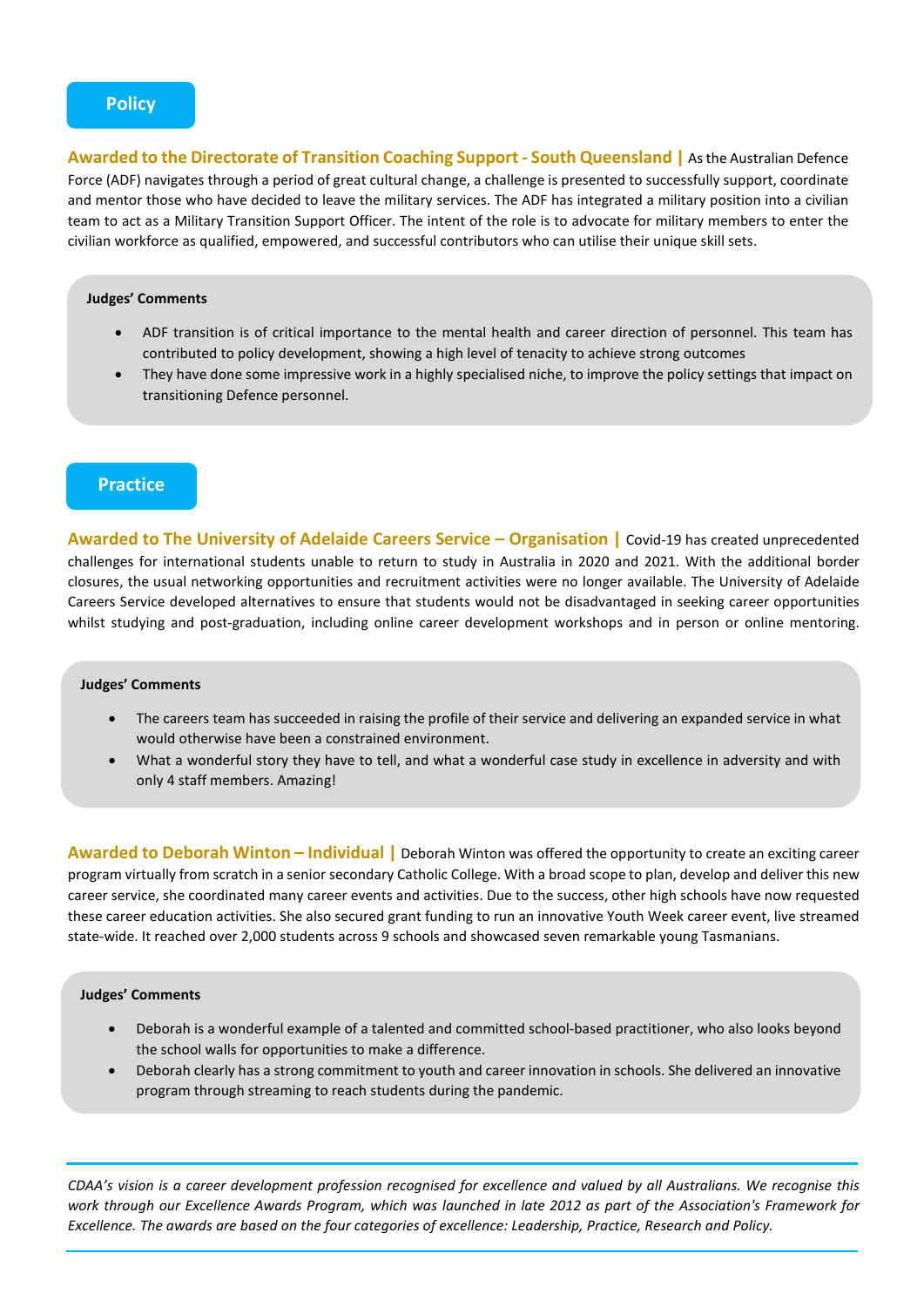## Policy

**Awarded to the Directorate of Transition Coaching Support - South Queensland |** As the Australian Defence Force (ADF) navigates through a period of great cultural change, a challenge is presented to successfully support, coordinate and mentor those who have decided to leave the military services. The ADF has integrated a military position into a civilian team to act as a Military Transition Support Officer. The intent of the role is to advocate for military members to enter the civilian workforce as qualified, empowered, and successful contributors who can utilise their unique skill sets.

**Judges' Comments**

- ADF transition is of critical importance to the mental health and career direction of personnel. This team has contributed to policy development, showing a high level of tenacity to achieve strong outcomes
- They have done some impressive work in a highly specialised niche, to improve the policy settings that impact on transitioning Defence personnel.

## Practice

**Awarded to The University of Adelaide Careers Service – Organisation |** Covid-19 has created unprecedented challenges for international students unable to return to study in Australia in 2020 and 2021. With the additional border closures, the usual networking opportunities and recruitment activities were no longer available. The University of Adelaide Careers Service developed alternatives to ensure that students would not be disadvantaged in seeking career opportunities whilst studying and post-graduation, including online career development workshops and in person or online mentoring.

**Judges' Comments**

- The careers team has succeeded in raising the profile of their service and delivering an expanded service in what would otherwise have been a constrained environment.
- What a wonderful story they have to tell, and what a wonderful case study in excellence in adversity and with only 4 staff members. Amazing!

**Awarded to Deborah Winton – Individual |** Deborah Winton was offered the opportunity to create an exciting career program virtually from scratch in a senior secondary Catholic College. With a broad scope to plan, develop and deliver this new career service, she coordinated many career events and activities. Due to the success, other high schools have now requested these career education activities. She also secured grant funding to run an innovative Youth Week career event, live streamed state-wide. It reached over 2,000 students across 9 schools and showcased seven remarkable young Tasmanians.

**Judges' Comments**

- Deborah is a wonderful example of a talented and committed school-based practitioner, who also looks beyond the school walls for opportunities to make a difference.
- Deborah clearly has a strong commitment to youth and career innovation in schools. She delivered an innovative program through streaming to reach students during the pandemic.

---

*CDAA's vision is a career development profession recognised for excellence and valued by all Australians. We recognise this work through our Excellence Awards Program, which was launched in late 2012 as part of the Association's Framework for Excellence. The awards are based on the four categories of excellence: Leadership, Practice, Research and Policy.*

---